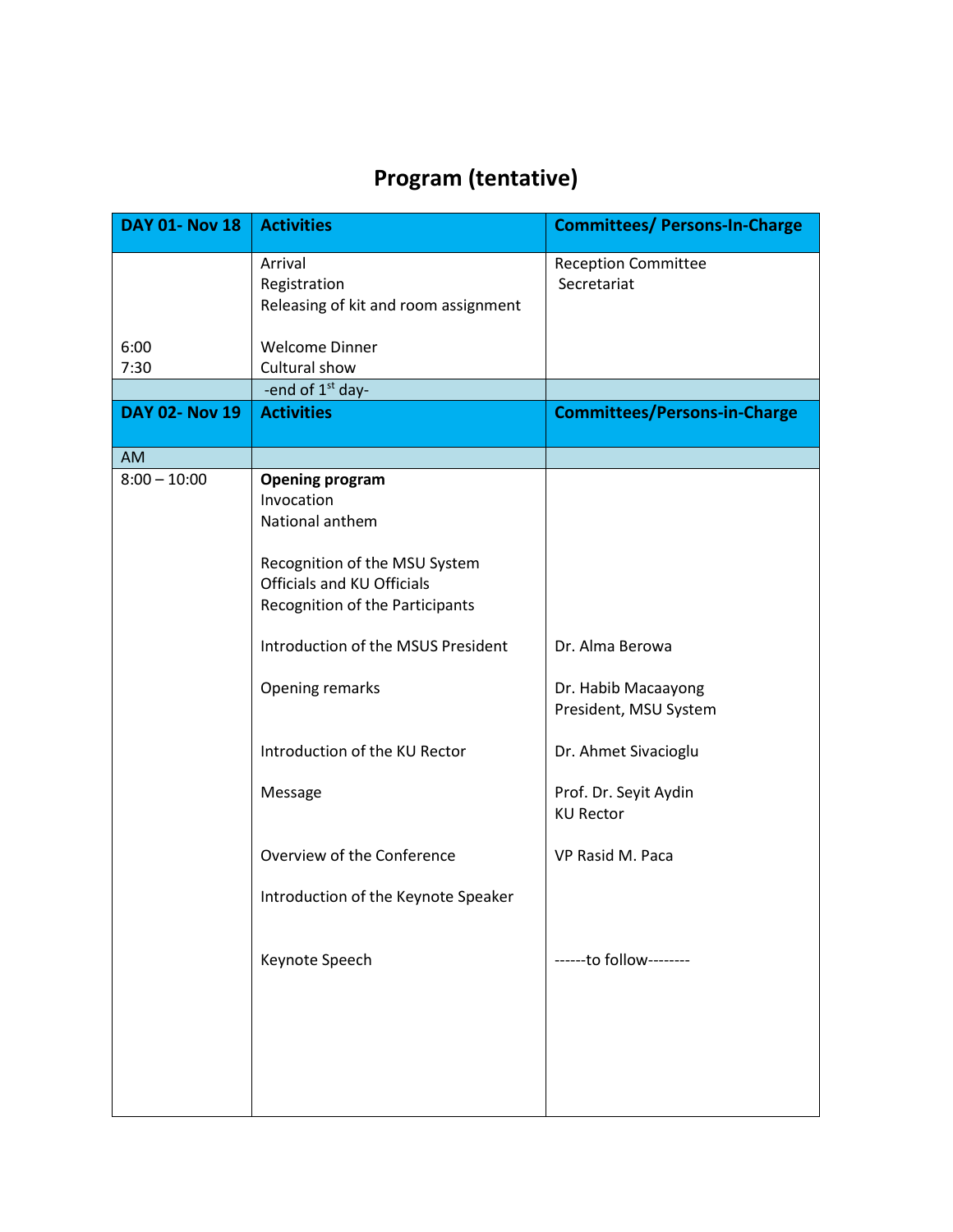# Program (tentative)

| DAY 01- Nov 18 | Activities | Committees/ Persons-In-Charge |
|---|---|---|
| | Arrival<br>Registration<br>Releasing of kit and room assignment | Reception Committee<br>Secretariat |
| 6:00<br>7:30 | Welcome Dinner<br>Cultural show | |
| | -end of 1st day- | |
| **DAY 02- Nov 19** | **Activities** | **Committees/Persons-in-Charge** |
| AM | | |
| 8:00 – 10:00 | **Opening program**<br>Invocation<br>National anthem | |
| | Recognition of the MSU System Officials and KU Officials<br>Recognition of the Participants | |
| | Introduction of the MSUS President | Dr. Alma Berowa |
| | Opening remarks | Dr. Habib Macaayong<br>President, MSU System |
| | Introduction of the KU Rector | Dr. Ahmet Sivacioglu |
| | Message | Prof. Dr. Seyit Aydin<br>KU Rector |
| | Overview of the Conference | VP Rasid M. Paca |
| | Introduction of the Keynote Speaker | |
| | Keynote Speech | ------to follow-------- |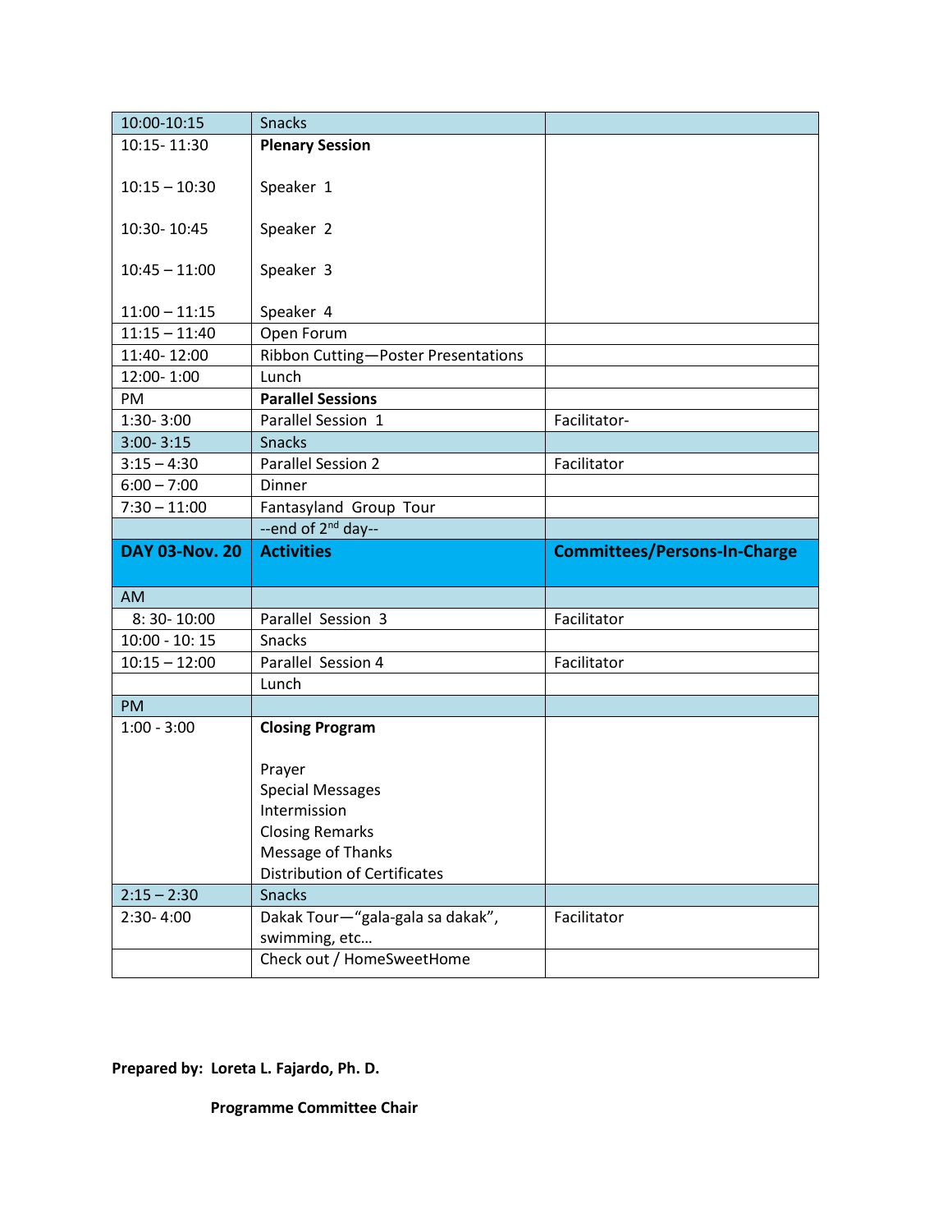| | | |
|---|---|---|
| 10:00-10:15 | Snacks | |
| 10:15- 11:30<br><br>10:15 – 10:30<br><br>10:30- 10:45<br><br>10:45 – 11:00<br><br>11:00 – 11:15 | **Plenary Session**<br><br>Speaker 1<br><br>Speaker 2<br><br>Speaker 3<br><br>Speaker 4 | |
| 11:15 – 11:40 | Open Forum | |
| 11:40- 12:00 | Ribbon Cutting—Poster Presentations | |
| 12:00- 1:00 | Lunch | |
| PM | **Parallel Sessions** | |
| 1:30- 3:00 | Parallel Session 1 | Facilitator- |
| 3:00- 3:15 | Snacks | |
| 3:15 – 4:30 | Parallel Session 2 | Facilitator |
| 6:00 – 7:00 | Dinner | |
| 7:30 – 11:00 | Fantasyland Group Tour | |
| | --end of 2nd day-- | |
| **DAY 03-Nov. 20** | **Activities** | **Committees/Persons-In-Charge** |
| AM | | |
| 8: 30- 10:00 | Parallel Session 3 | Facilitator |
| 10:00 - 10: 15 | Snacks | |
| 10:15 – 12:00 | Parallel Session 4 | Facilitator |
| | Lunch | |
| PM | | |
| 1:00 - 3:00 | **Closing Program**<br><br>Prayer<br>Special Messages<br>Intermission<br>Closing Remarks<br>Message of Thanks<br>Distribution of Certificates | |
| 2:15 – 2:30 | Snacks | |
| 2:30- 4:00 | Dakak Tour—"gala-gala sa dakak", swimming, etc… | Facilitator |
| | Check out / HomeSweetHome | |

**Prepared by: Loreta L. Fajardo, Ph. D.**

**Programme Committee Chair**